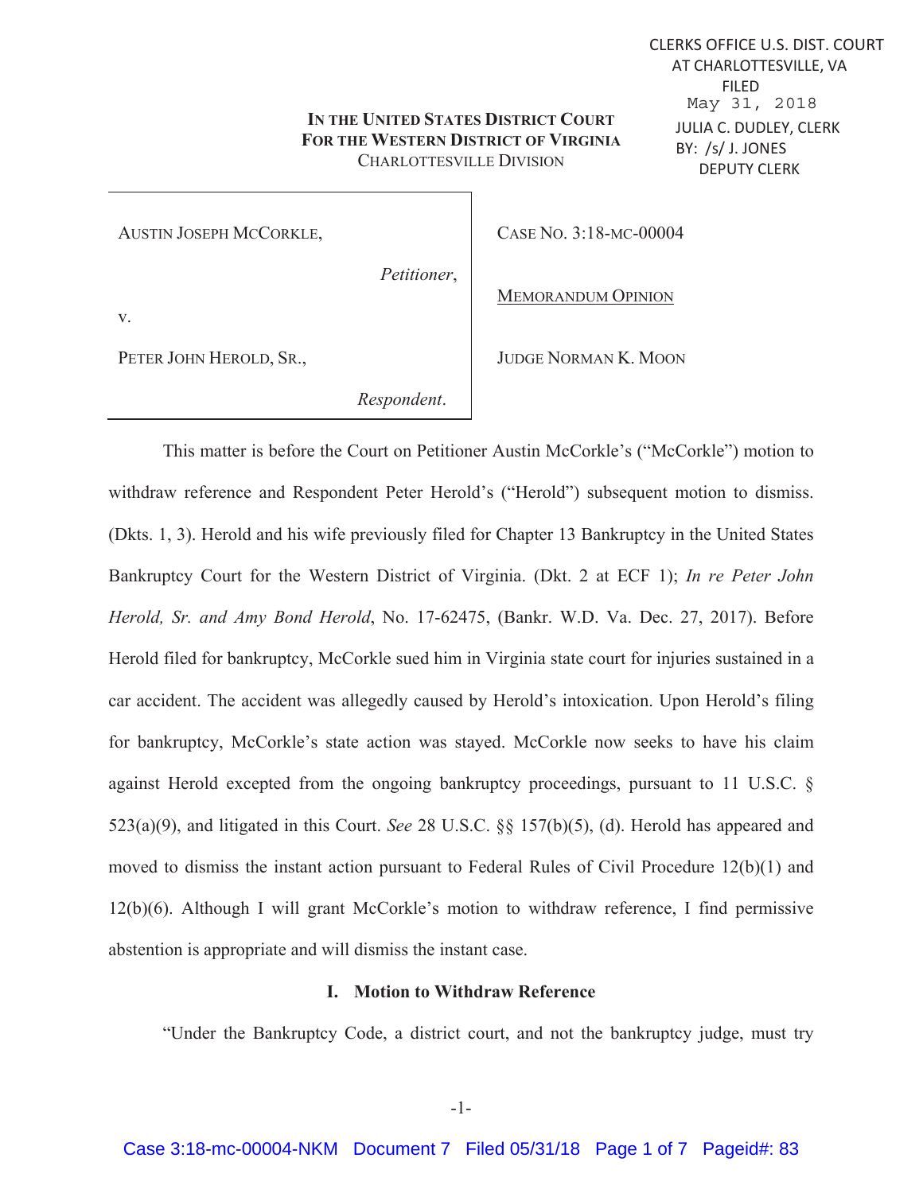CLERKS OFFICE U.S. DIST. COURT
AT CHARLOTTESVILLE, VA
FILED
May 31, 2018
JULIA C. DUDLEY, CLERK
BY: /s/ J. JONES
DEPUTY CLERK

**IN THE UNITED STATES DISTRICT COURT**
**FOR THE WESTERN DISTRICT OF VIRGINIA**
CHARLOTTESVILLE DIVISION

| | |
|---|---|
| AUSTIN JOSEPH MCCORKLE,<br>*Petitioner*,<br>v.<br>PETER JOHN HEROLD, SR.,<br>*Respondent*. | CASE NO. 3:18-MC-00004<br><br>MEMORANDUM OPINION<br><br>JUDGE NORMAN K. MOON |

This matter is before the Court on Petitioner Austin McCorkle's ("McCorkle") motion to withdraw reference and Respondent Peter Herold's ("Herold") subsequent motion to dismiss. (Dkts. 1, 3). Herold and his wife previously filed for Chapter 13 Bankruptcy in the United States Bankruptcy Court for the Western District of Virginia. (Dkt. 2 at ECF 1); *In re Peter John Herold, Sr. and Amy Bond Herold*, No. 17-62475, (Bankr. W.D. Va. Dec. 27, 2017). Before Herold filed for bankruptcy, McCorkle sued him in Virginia state court for injuries sustained in a car accident. The accident was allegedly caused by Herold's intoxication. Upon Herold's filing for bankruptcy, McCorkle's state action was stayed. McCorkle now seeks to have his claim against Herold excepted from the ongoing bankruptcy proceedings, pursuant to 11 U.S.C. § 523(a)(9), and litigated in this Court. *See* 28 U.S.C. §§ 157(b)(5), (d). Herold has appeared and moved to dismiss the instant action pursuant to Federal Rules of Civil Procedure 12(b)(1) and 12(b)(6). Although I will grant McCorkle's motion to withdraw reference, I find permissive abstention is appropriate and will dismiss the instant case.

## I. Motion to Withdraw Reference

"Under the Bankruptcy Code, a district court, and not the bankruptcy judge, must try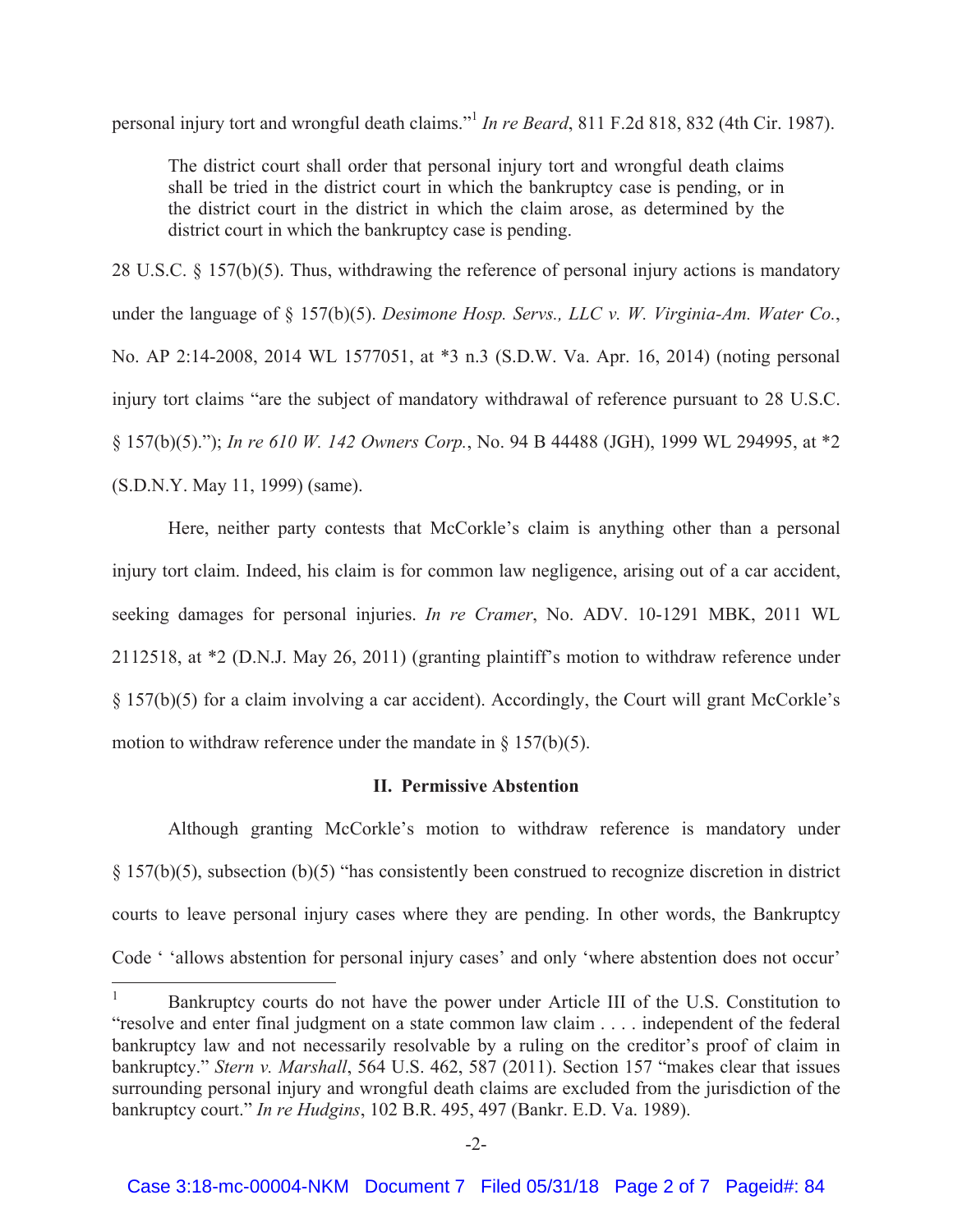personal injury tort and wrongful death claims."[1] *In re Beard*, 811 F.2d 818, 832 (4th Cir. 1987).

> The district court shall order that personal injury tort and wrongful death claims shall be tried in the district court in which the bankruptcy case is pending, or in the district court in the district in which the claim arose, as determined by the district court in which the bankruptcy case is pending.

28 U.S.C. § 157(b)(5). Thus, withdrawing the reference of personal injury actions is mandatory under the language of § 157(b)(5). *Desimone Hosp. Servs., LLC v. W. Virginia-Am. Water Co.*, No. AP 2:14-2008, 2014 WL 1577051, at *3 n.3 (S.D.W. Va. Apr. 16, 2014) (noting personal injury tort claims "are the subject of mandatory withdrawal of reference pursuant to 28 U.S.C. § 157(b)(5)."); *In re 610 W. 142 Owners Corp.*, No. 94 B 44488 (JGH), 1999 WL 294995, at *2 (S.D.N.Y. May 11, 1999) (same).

Here, neither party contests that McCorkle's claim is anything other than a personal injury tort claim. Indeed, his claim is for common law negligence, arising out of a car accident, seeking damages for personal injuries. *In re Cramer*, No. ADV. 10-1291 MBK, 2011 WL 2112518, at *2 (D.N.J. May 26, 2011) (granting plaintiff's motion to withdraw reference under § 157(b)(5) for a claim involving a car accident). Accordingly, the Court will grant McCorkle's motion to withdraw reference under the mandate in § 157(b)(5).

## II. Permissive Abstention

Although granting McCorkle's motion to withdraw reference is mandatory under § 157(b)(5), subsection (b)(5) "has consistently been construed to recognize discretion in district courts to leave personal injury cases where they are pending. In other words, the Bankruptcy Code ' 'allows abstention for personal injury cases' and only 'where abstention does not occur'

---

[1] Bankruptcy courts do not have the power under Article III of the U.S. Constitution to "resolve and enter final judgment on a state common law claim . . . . independent of the federal bankruptcy law and not necessarily resolvable by a ruling on the creditor's proof of claim in bankruptcy." *Stern v. Marshall*, 564 U.S. 462, 587 (2011). Section 157 "makes clear that issues surrounding personal injury and wrongful death claims are excluded from the jurisdiction of the bankruptcy court." *In re Hudgins*, 102 B.R. 495, 497 (Bankr. E.D. Va. 1989).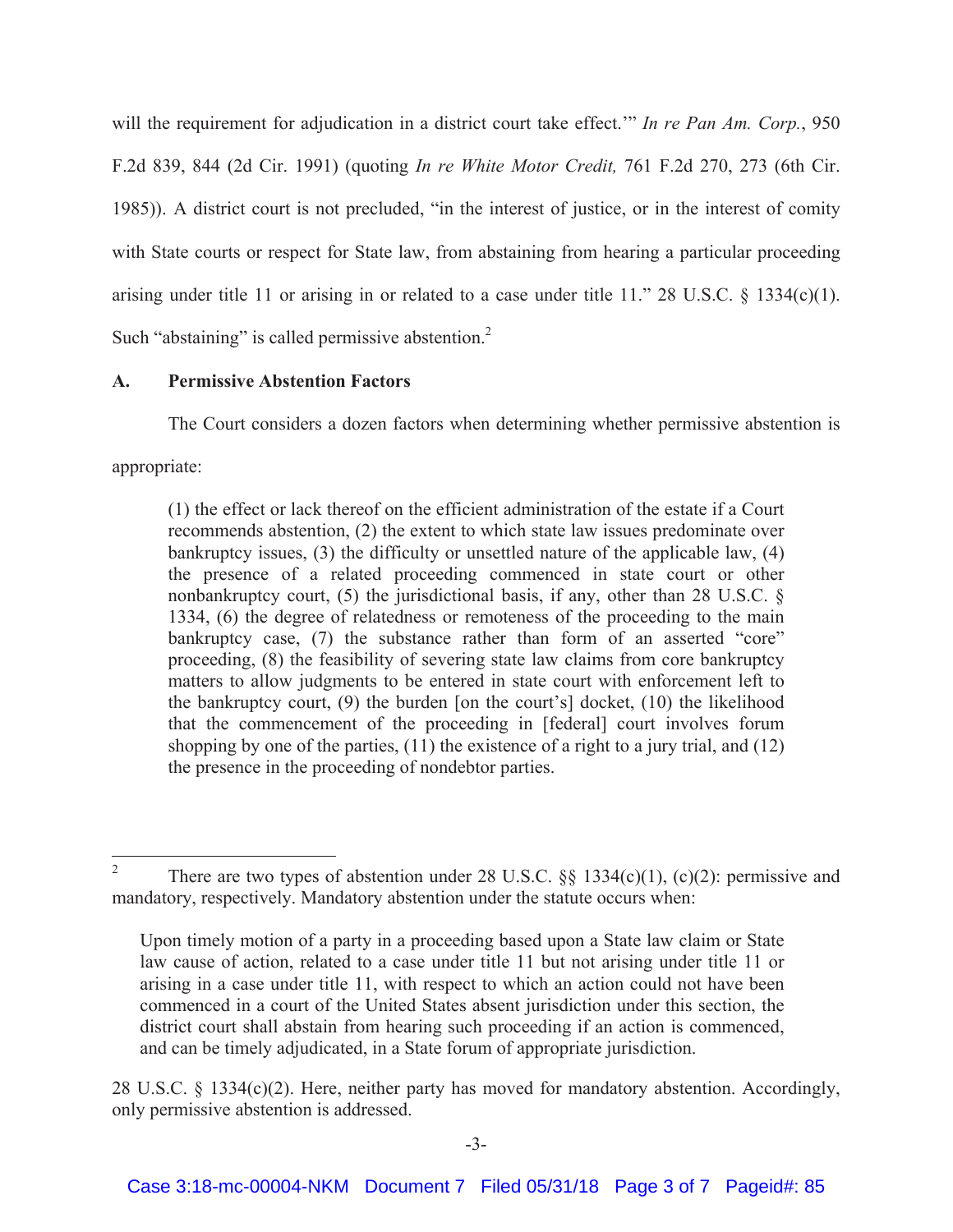will the requirement for adjudication in a district court take effect.'" *In re Pan Am. Corp.*, 950 F.2d 839, 844 (2d Cir. 1991) (quoting *In re White Motor Credit,* 761 F.2d 270, 273 (6th Cir. 1985)). A district court is not precluded, "in the interest of justice, or in the interest of comity with State courts or respect for State law, from abstaining from hearing a particular proceeding arising under title 11 or arising in or related to a case under title 11." 28 U.S.C. § 1334(c)(1). Such "abstaining" is called permissive abstention.[2]

### A. Permissive Abstention Factors

The Court considers a dozen factors when determining whether permissive abstention is appropriate:

> (1) the effect or lack thereof on the efficient administration of the estate if a Court recommends abstention, (2) the extent to which state law issues predominate over bankruptcy issues, (3) the difficulty or unsettled nature of the applicable law, (4) the presence of a related proceeding commenced in state court or other nonbankruptcy court, (5) the jurisdictional basis, if any, other than 28 U.S.C. § 1334, (6) the degree of relatedness or remoteness of the proceeding to the main bankruptcy case, (7) the substance rather than form of an asserted "core" proceeding, (8) the feasibility of severing state law claims from core bankruptcy matters to allow judgments to be entered in state court with enforcement left to the bankruptcy court, (9) the burden [on the court's] docket, (10) the likelihood that the commencement of the proceeding in [federal] court involves forum shopping by one of the parties, (11) the existence of a right to a jury trial, and (12) the presence in the proceeding of nondebtor parties.

---

[2] There are two types of abstention under 28 U.S.C. §§ 1334(c)(1), (c)(2): permissive and mandatory, respectively. Mandatory abstention under the statute occurs when:

> Upon timely motion of a party in a proceeding based upon a State law claim or State law cause of action, related to a case under title 11 but not arising under title 11 or arising in a case under title 11, with respect to which an action could not have been commenced in a court of the United States absent jurisdiction under this section, the district court shall abstain from hearing such proceeding if an action is commenced, and can be timely adjudicated, in a State forum of appropriate jurisdiction.

28 U.S.C. § 1334(c)(2). Here, neither party has moved for mandatory abstention. Accordingly, only permissive abstention is addressed.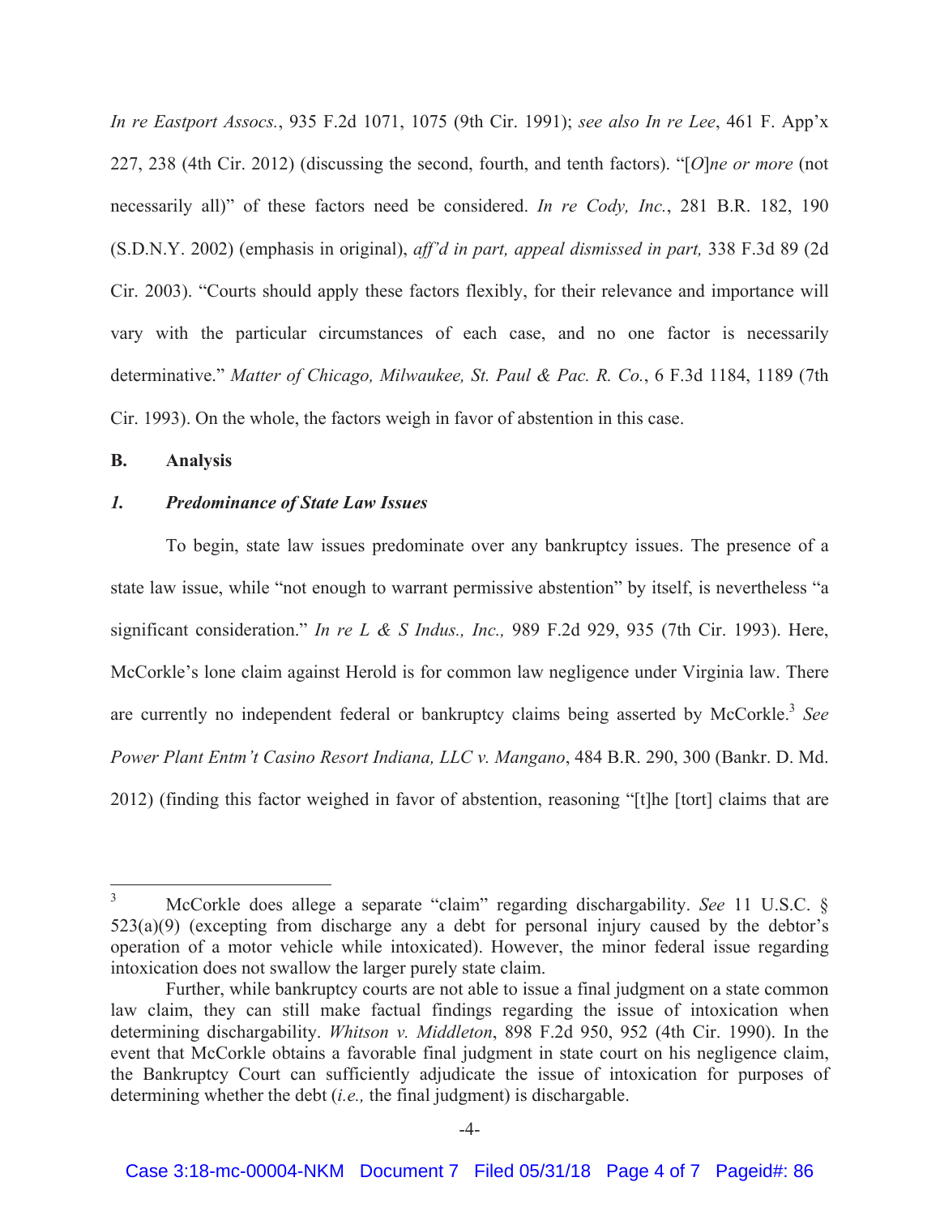*In re Eastport Assocs.*, 935 F.2d 1071, 1075 (9th Cir. 1991); *see also In re Lee*, 461 F. App'x 227, 238 (4th Cir. 2012) (discussing the second, fourth, and tenth factors). "[*O*]*ne or more* (not necessarily all)" of these factors need be considered. *In re Cody, Inc.*, 281 B.R. 182, 190 (S.D.N.Y. 2002) (emphasis in original), *aff'd in part, appeal dismissed in part,* 338 F.3d 89 (2d Cir. 2003). "Courts should apply these factors flexibly, for their relevance and importance will vary with the particular circumstances of each case, and no one factor is necessarily determinative." *Matter of Chicago, Milwaukee, St. Paul & Pac. R. Co.*, 6 F.3d 1184, 1189 (7th Cir. 1993). On the whole, the factors weigh in favor of abstention in this case.

**B. Analysis**

***1. Predominance of State Law Issues***

To begin, state law issues predominate over any bankruptcy issues. The presence of a state law issue, while "not enough to warrant permissive abstention" by itself, is nevertheless "a significant consideration." *In re L & S Indus., Inc.,* 989 F.2d 929, 935 (7th Cir. 1993). Here, McCorkle's lone claim against Herold is for common law negligence under Virginia law. There are currently no independent federal or bankruptcy claims being asserted by McCorkle.[3] *See Power Plant Entm't Casino Resort Indiana, LLC v. Mangano*, 484 B.R. 290, 300 (Bankr. D. Md. 2012) (finding this factor weighed in favor of abstention, reasoning "[t]he [tort] claims that are

---

[3] McCorkle does allege a separate "claim" regarding dischargability. *See* 11 U.S.C. § 523(a)(9) (excepting from discharge any a debt for personal injury caused by the debtor's operation of a motor vehicle while intoxicated). However, the minor federal issue regarding intoxication does not swallow the larger purely state claim.

Further, while bankruptcy courts are not able to issue a final judgment on a state common law claim, they can still make factual findings regarding the issue of intoxication when determining dischargability. *Whitson v. Middleton*, 898 F.2d 950, 952 (4th Cir. 1990). In the event that McCorkle obtains a favorable final judgment in state court on his negligence claim, the Bankruptcy Court can sufficiently adjudicate the issue of intoxication for purposes of determining whether the debt (*i.e.,* the final judgment) is dischargable.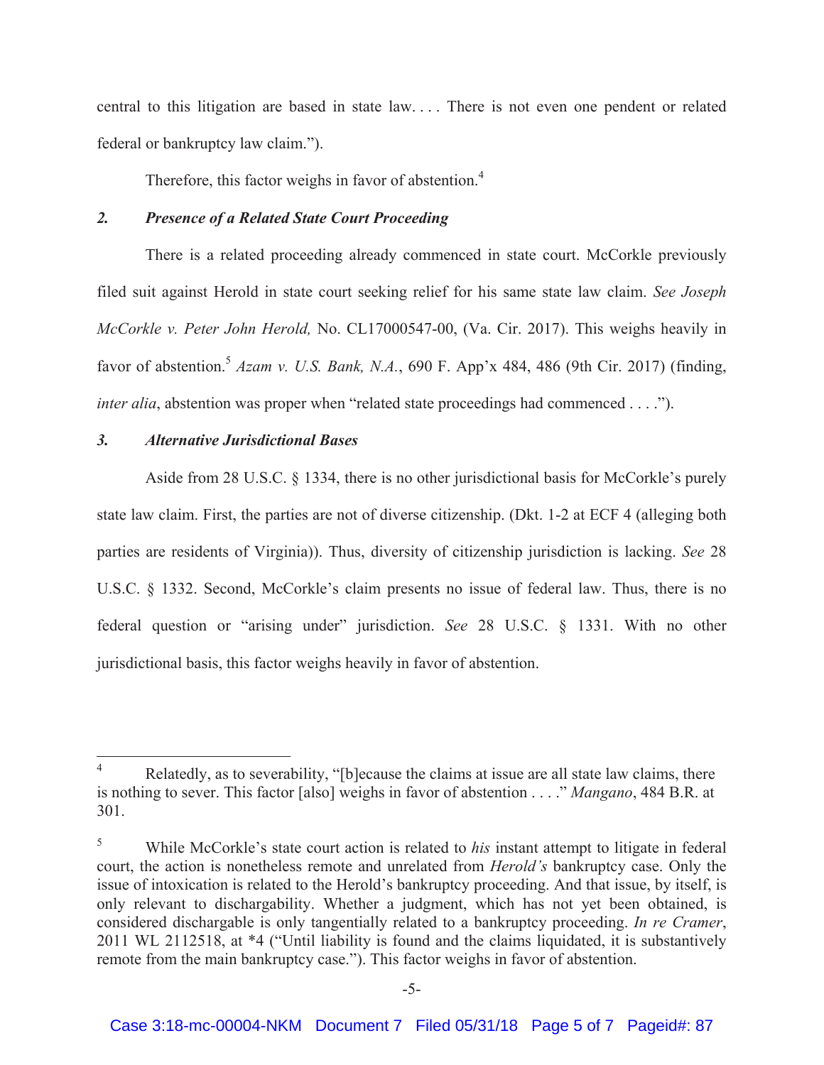central to this litigation are based in state law. . . . There is not even one pendent or related federal or bankruptcy law claim.").

Therefore, this factor weighs in favor of abstention.[4]

### *2. Presence of a Related State Court Proceeding*

There is a related proceeding already commenced in state court. McCorkle previously filed suit against Herold in state court seeking relief for his same state law claim. *See Joseph McCorkle v. Peter John Herold,* No. CL17000547-00, (Va. Cir. 2017). This weighs heavily in favor of abstention.[5] *Azam v. U.S. Bank, N.A.*, 690 F. App'x 484, 486 (9th Cir. 2017) (finding, *inter alia*, abstention was proper when "related state proceedings had commenced . . . .").

### *3. Alternative Jurisdictional Bases*

Aside from 28 U.S.C. § 1334, there is no other jurisdictional basis for McCorkle's purely state law claim. First, the parties are not of diverse citizenship. (Dkt. 1-2 at ECF 4 (alleging both parties are residents of Virginia)). Thus, diversity of citizenship jurisdiction is lacking. *See* 28 U.S.C. § 1332. Second, McCorkle's claim presents no issue of federal law. Thus, there is no federal question or "arising under" jurisdiction. *See* 28 U.S.C. § 1331. With no other jurisdictional basis, this factor weighs heavily in favor of abstention.

---

[4] Relatedly, as to severability, "[b]ecause the claims at issue are all state law claims, there is nothing to sever. This factor [also] weighs in favor of abstention . . . ." *Mangano*, 484 B.R. at 301.

[5] While McCorkle's state court action is related to *his* instant attempt to litigate in federal court, the action is nonetheless remote and unrelated from *Herold's* bankruptcy case. Only the issue of intoxication is related to the Herold's bankruptcy proceeding. And that issue, by itself, is only relevant to dischargability. Whether a judgment, which has not yet been obtained, is considered dischargable is only tangentially related to a bankruptcy proceeding. *In re Cramer*, 2011 WL 2112518, at *4 ("Until liability is found and the claims liquidated, it is substantively remote from the main bankruptcy case."). This factor weighs in favor of abstention.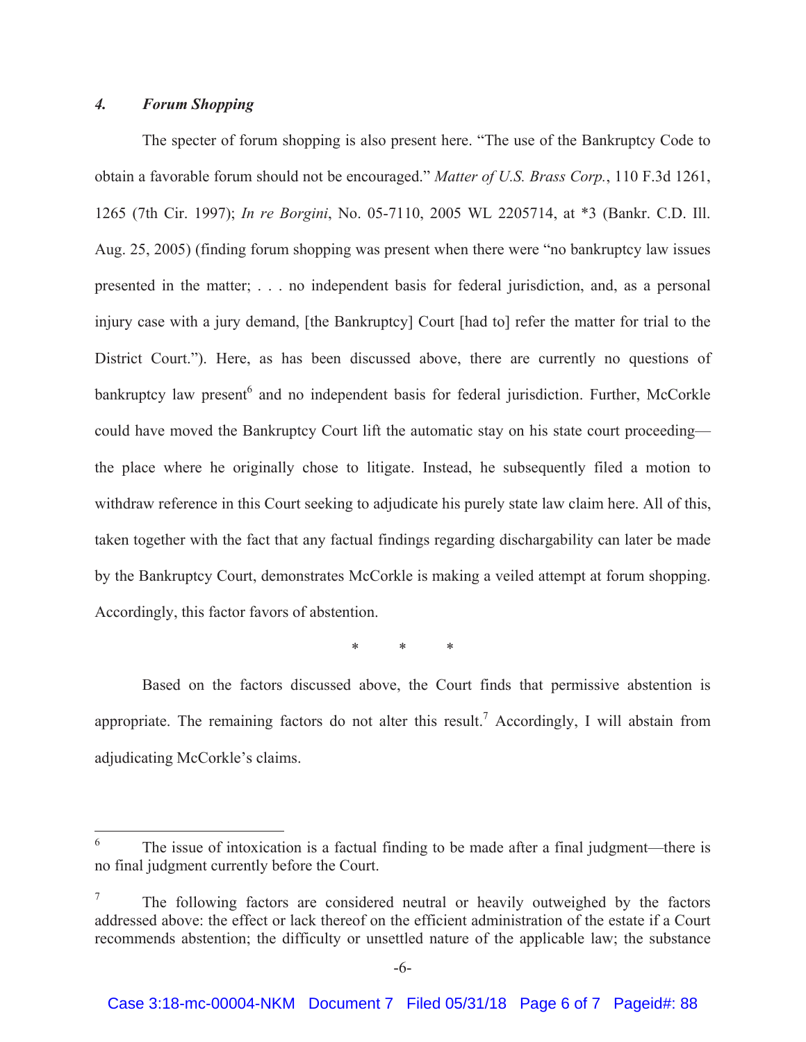### 4. *Forum Shopping*

The specter of forum shopping is also present here. "The use of the Bankruptcy Code to obtain a favorable forum should not be encouraged." *Matter of U.S. Brass Corp.*, 110 F.3d 1261, 1265 (7th Cir. 1997); *In re Borgini*, No. 05-7110, 2005 WL 2205714, at *3 (Bankr. C.D. Ill. Aug. 25, 2005) (finding forum shopping was present when there were "no bankruptcy law issues presented in the matter; . . . no independent basis for federal jurisdiction, and, as a personal injury case with a jury demand, [the Bankruptcy] Court [had to] refer the matter for trial to the District Court."). Here, as has been discussed above, there are currently no questions of bankruptcy law present[6] and no independent basis for federal jurisdiction. Further, McCorkle could have moved the Bankruptcy Court lift the automatic stay on his state court proceeding—the place where he originally chose to litigate. Instead, he subsequently filed a motion to withdraw reference in this Court seeking to adjudicate his purely state law claim here. All of this, taken together with the fact that any factual findings regarding dischargability can later be made by the Bankruptcy Court, demonstrates McCorkle is making a veiled attempt at forum shopping. Accordingly, this factor favors of abstention.

\* \* \*

Based on the factors discussed above, the Court finds that permissive abstention is appropriate. The remaining factors do not alter this result.[7] Accordingly, I will abstain from adjudicating McCorkle's claims.

---

[6] The issue of intoxication is a factual finding to be made after a final judgment—there is no final judgment currently before the Court.

[7] The following factors are considered neutral or heavily outweighed by the factors addressed above: the effect or lack thereof on the efficient administration of the estate if a Court recommends abstention; the difficulty or unsettled nature of the applicable law; the substance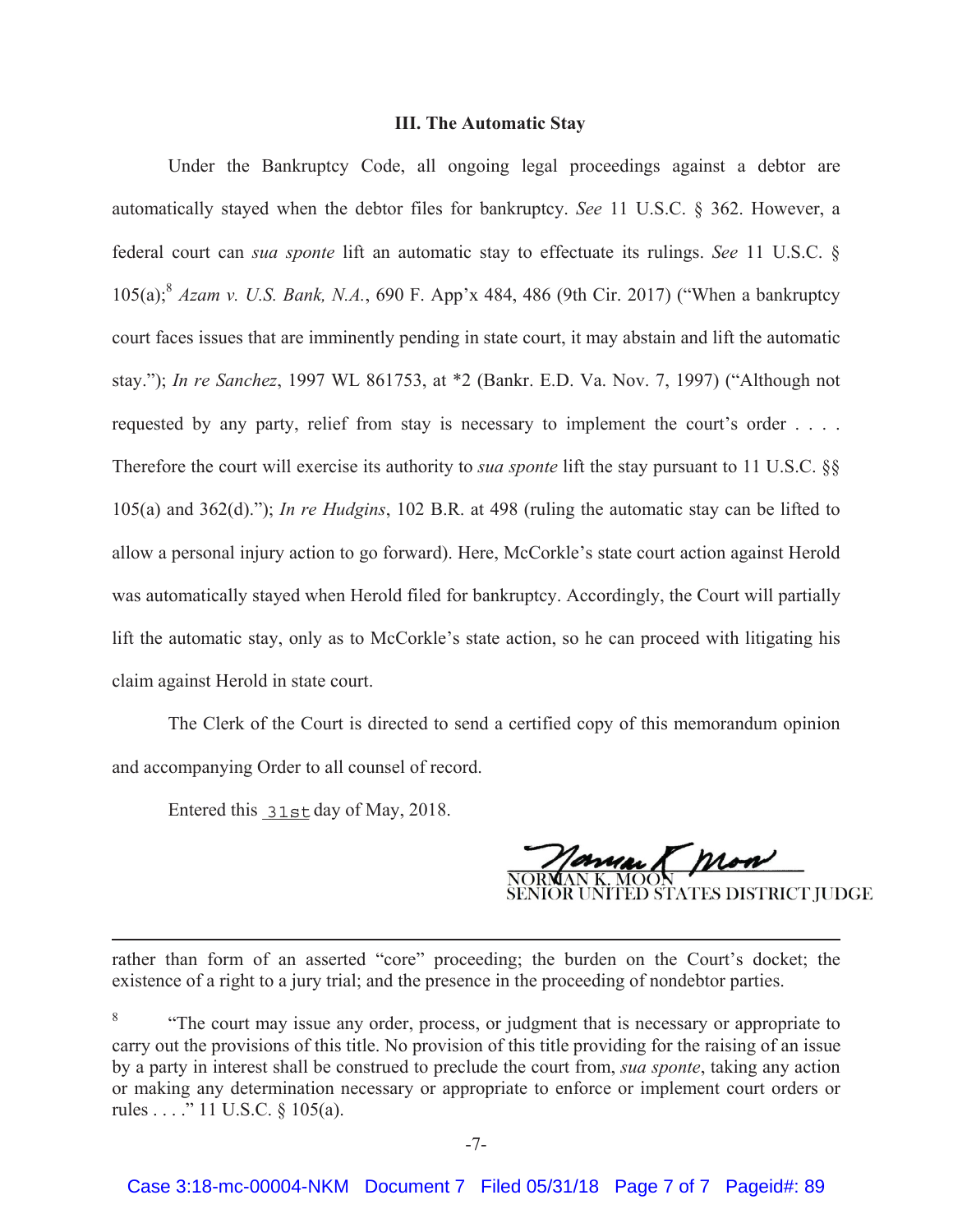### III. The Automatic Stay

Under the Bankruptcy Code, all ongoing legal proceedings against a debtor are automatically stayed when the debtor files for bankruptcy. *See* 11 U.S.C. § 362. However, a federal court can *sua sponte* lift an automatic stay to effectuate its rulings. *See* 11 U.S.C. § 105(a);[8] *Azam v. U.S. Bank, N.A.*, 690 F. App'x 484, 486 (9th Cir. 2017) ("When a bankruptcy court faces issues that are imminently pending in state court, it may abstain and lift the automatic stay."); *In re Sanchez*, 1997 WL 861753, at *2 (Bankr. E.D. Va. Nov. 7, 1997) ("Although not requested by any party, relief from stay is necessary to implement the court's order . . . . Therefore the court will exercise its authority to *sua sponte* lift the stay pursuant to 11 U.S.C. §§ 105(a) and 362(d)."); *In re Hudgins*, 102 B.R. at 498 (ruling the automatic stay can be lifted to allow a personal injury action to go forward). Here, McCorkle's state court action against Herold was automatically stayed when Herold filed for bankruptcy. Accordingly, the Court will partially lift the automatic stay, only as to McCorkle's state action, so he can proceed with litigating his claim against Herold in state court.

The Clerk of the Court is directed to send a certified copy of this memorandum opinion and accompanying Order to all counsel of record.

Entered this 31st day of May, 2018.

NORMAN K. MOON
SENIOR UNITED STATES DISTRICT JUDGE

---

rather than form of an asserted "core" proceeding; the burden on the Court's docket; the existence of a right to a jury trial; and the presence in the proceeding of nondebtor parties.

[8] "The court may issue any order, process, or judgment that is necessary or appropriate to carry out the provisions of this title. No provision of this title providing for the raising of an issue by a party in interest shall be construed to preclude the court from, *sua sponte*, taking any action or making any determination necessary or appropriate to enforce or implement court orders or rules . . . ." 11 U.S.C. § 105(a).